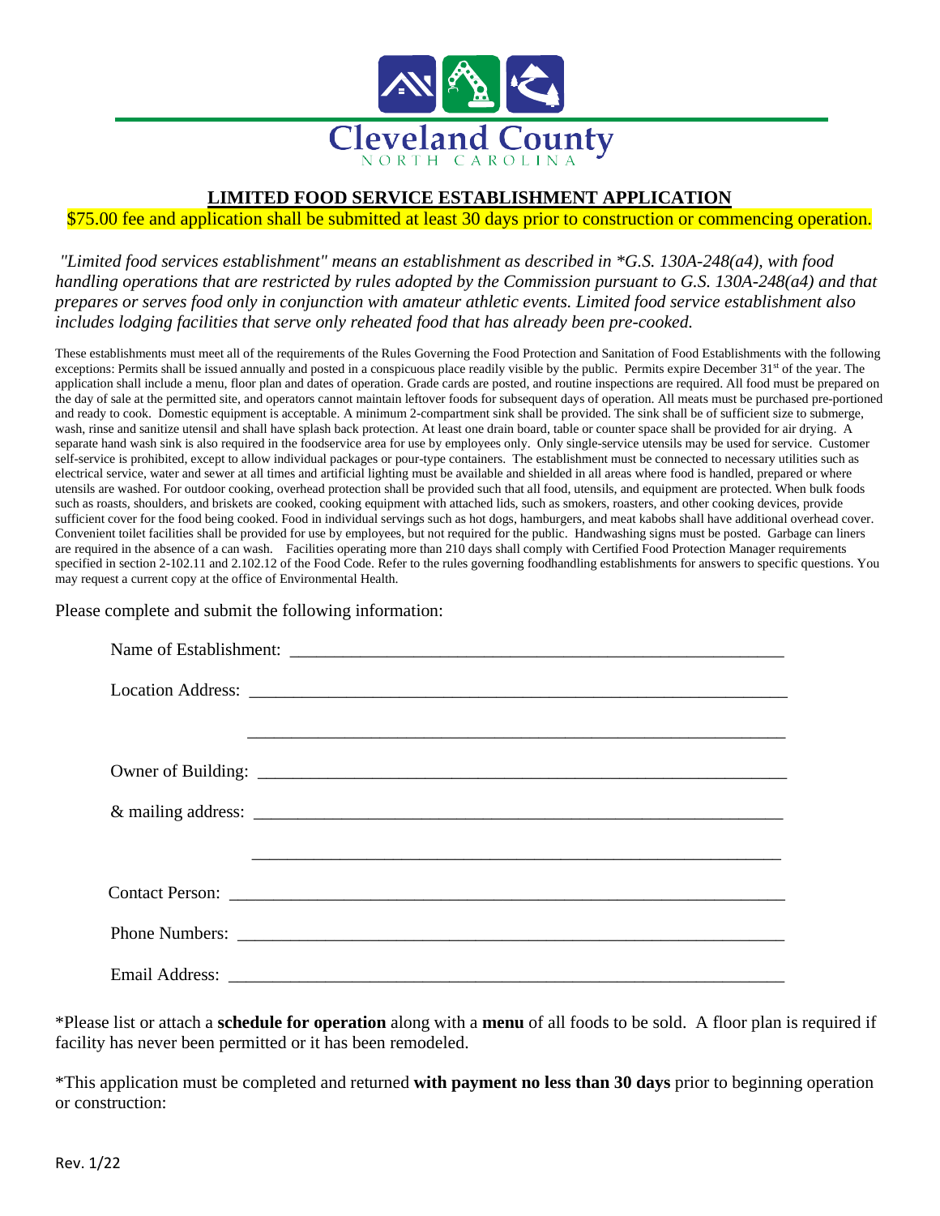# Cleveland County

NORTH CAROLINA

## LIMITED FOOD SERVICE ESTABLISHMENT APPLICATION

$75.00 fee and application shall be submitted at least 30 days prior to construction or commencing operation.

*"Limited food services establishment" means an establishment as described in *G.S. 130A-248(a4), with food handling operations that are restricted by rules adopted by the Commission pursuant to G.S. 130A-248(a4) and that prepares or serves food only in conjunction with amateur athletic events. Limited food service establishment also includes lodging facilities that serve only reheated food that has already been pre-cooked.*

These establishments must meet all of the requirements of the Rules Governing the Food Protection and Sanitation of Food Establishments with the following exceptions: Permits shall be issued annually and posted in a conspicuous place readily visible by the public. Permits expire December 31st of the year. The application shall include a menu, floor plan and dates of operation. Grade cards are posted, and routine inspections are required. All food must be prepared on the day of sale at the permitted site, and operators cannot maintain leftover foods for subsequent days of operation. All meats must be purchased pre-portioned and ready to cook. Domestic equipment is acceptable. A minimum 2-compartment sink shall be provided. The sink shall be of sufficient size to submerge, wash, rinse and sanitize utensil and shall have splash back protection. At least one drain board, table or counter space shall be provided for air drying. A separate hand wash sink is also required in the foodservice area for use by employees only. Only single-service utensils may be used for service. Customer self-service is prohibited, except to allow individual packages or pour-type containers. The establishment must be connected to necessary utilities such as electrical service, water and sewer at all times and artificial lighting must be available and shielded in all areas where food is handled, prepared or where utensils are washed. For outdoor cooking, overhead protection shall be provided such that all food, utensils, and equipment are protected. When bulk foods such as roasts, shoulders, and briskets are cooked, cooking equipment with attached lids, such as smokers, roasters, and other cooking devices, provide sufficient cover for the food being cooked. Food in individual servings such as hot dogs, hamburgers, and meat kabobs shall have additional overhead cover. Convenient toilet facilities shall be provided for use by employees, but not required for the public. Handwashing signs must be posted. Garbage can liners are required in the absence of a can wash. Facilities operating more than 210 days shall comply with Certified Food Protection Manager requirements specified in section 2-102.11 and 2.102.12 of the Food Code. Refer to the rules governing foodhandling establishments for answers to specific questions. You may request a current copy at the office of Environmental Health.

Please complete and submit the following information:

Name of Establishment: ________________________________________________

Location Address: ________________________________________________

________________________________________________

Owner of Building: ________________________________________________

& mailing address: ________________________________________________

________________________________________________

Contact Person: ________________________________________________

Phone Numbers: ________________________________________________

Email Address: ________________________________________________

*Please list or attach a **schedule for operation** along with a **menu** of all foods to be sold. A floor plan is required if facility has never been permitted or it has been remodeled.

*This application must be completed and returned **with payment no less than 30 days** prior to beginning operation or construction:

Rev. 1/22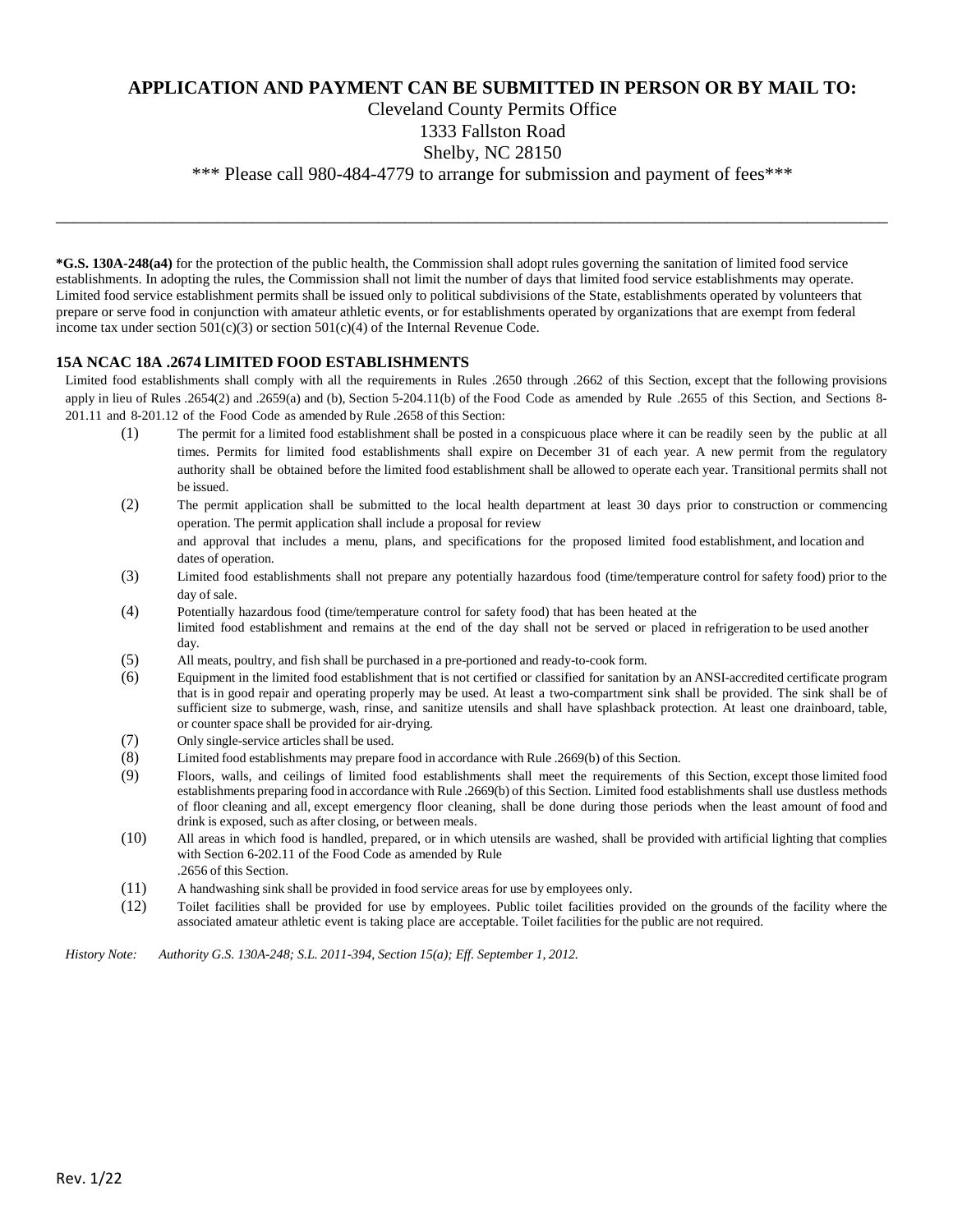**APPLICATION AND PAYMENT CAN BE SUBMITTED IN PERSON OR BY MAIL TO:**

Cleveland County Permits Office
1333 Fallston Road
Shelby, NC 28150
*** Please call 980-484-4779 to arrange for submission and payment of fees***

---

***G.S. 130A-248(a4)** for the protection of the public health, the Commission shall adopt rules governing the sanitation of limited food service establishments. In adopting the rules, the Commission shall not limit the number of days that limited food service establishments may operate. Limited food service establishment permits shall be issued only to political subdivisions of the State, establishments operated by volunteers that prepare or serve food in conjunction with amateur athletic events, or for establishments operated by organizations that are exempt from federal income tax under section 501(c)(3) or section 501(c)(4) of the Internal Revenue Code.

**15A NCAC 18A .2674 LIMITED FOOD ESTABLISHMENTS**

Limited food establishments shall comply with all the requirements in Rules .2650 through .2662 of this Section, except that the following provisions apply in lieu of Rules .2654(2) and .2659(a) and (b), Section 5-204.11(b) of the Food Code as amended by Rule .2655 of this Section, and Sections 8-201.11 and 8-201.12 of the Food Code as amended by Rule .2658 of this Section:

(1) The permit for a limited food establishment shall be posted in a conspicuous place where it can be readily seen by the public at all times. Permits for limited food establishments shall expire on December 31 of each year. A new permit from the regulatory authority shall be obtained before the limited food establishment shall be allowed to operate each year. Transitional permits shall not be issued.

(2) The permit application shall be submitted to the local health department at least 30 days prior to construction or commencing operation. The permit application shall include a proposal for review and approval that includes a menu, plans, and specifications for the proposed limited food establishment, and location and dates of operation.

(3) Limited food establishments shall not prepare any potentially hazardous food (time/temperature control for safety food) prior to the day of sale.

(4) Potentially hazardous food (time/temperature control for safety food) that has been heated at the limited food establishment and remains at the end of the day shall not be served or placed in refrigeration to be used another day.

(5) All meats, poultry, and fish shall be purchased in a pre-portioned and ready-to-cook form.

(6) Equipment in the limited food establishment that is not certified or classified for sanitation by an ANSI-accredited certificate program that is in good repair and operating properly may be used. At least a two-compartment sink shall be provided. The sink shall be of sufficient size to submerge, wash, rinse, and sanitize utensils and shall have splashback protection. At least one drainboard, table, or counter space shall be provided for air-drying.

(7) Only single-service articles shall be used.

(8) Limited food establishments may prepare food in accordance with Rule .2669(b) of this Section.

(9) Floors, walls, and ceilings of limited food establishments shall meet the requirements of this Section, except those limited food establishments preparing food in accordance with Rule .2669(b) of this Section. Limited food establishments shall use dustless methods of floor cleaning and all, except emergency floor cleaning, shall be done during those periods when the least amount of food and drink is exposed, such as after closing, or between meals.

(10) All areas in which food is handled, prepared, or in which utensils are washed, shall be provided with artificial lighting that complies with Section 6-202.11 of the Food Code as amended by Rule .2656 of this Section.

(11) A handwashing sink shall be provided in food service areas for use by employees only.

(12) Toilet facilities shall be provided for use by employees. Public toilet facilities provided on the grounds of the facility where the associated amateur athletic event is taking place are acceptable. Toilet facilities for the public are not required.

*History Note: Authority G.S. 130A-248; S.L. 2011-394, Section 15(a); Eff. September 1, 2012.*

Rev. 1/22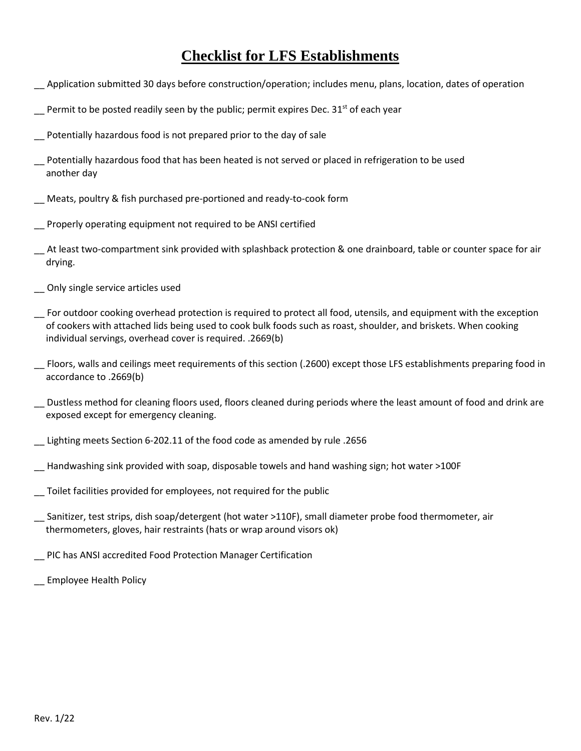# Checklist for LFS Establishments

__ Application submitted 30 days before construction/operation; includes menu, plans, location, dates of operation

__ Permit to be posted readily seen by the public; permit expires Dec. 31st of each year

__ Potentially hazardous food is not prepared prior to the day of sale

__ Potentially hazardous food that has been heated is not served or placed in refrigeration to be used another day

__ Meats, poultry & fish purchased pre-portioned and ready-to-cook form

__ Properly operating equipment not required to be ANSI certified

__ At least two-compartment sink provided with splashback protection & one drainboard, table or counter space for air drying.

__ Only single service articles used

__ For outdoor cooking overhead protection is required to protect all food, utensils, and equipment with the exception of cookers with attached lids being used to cook bulk foods such as roast, shoulder, and briskets. When cooking individual servings, overhead cover is required. .2669(b)

__ Floors, walls and ceilings meet requirements of this section (.2600) except those LFS establishments preparing food in accordance to .2669(b)

__ Dustless method for cleaning floors used, floors cleaned during periods where the least amount of food and drink are exposed except for emergency cleaning.

__ Lighting meets Section 6-202.11 of the food code as amended by rule .2656

__ Handwashing sink provided with soap, disposable towels and hand washing sign; hot water >100F

__ Toilet facilities provided for employees, not required for the public

__ Sanitizer, test strips, dish soap/detergent (hot water >110F), small diameter probe food thermometer, air thermometers, gloves, hair restraints (hats or wrap around visors ok)

__ PIC has ANSI accredited Food Protection Manager Certification

__ Employee Health Policy

Rev. 1/22